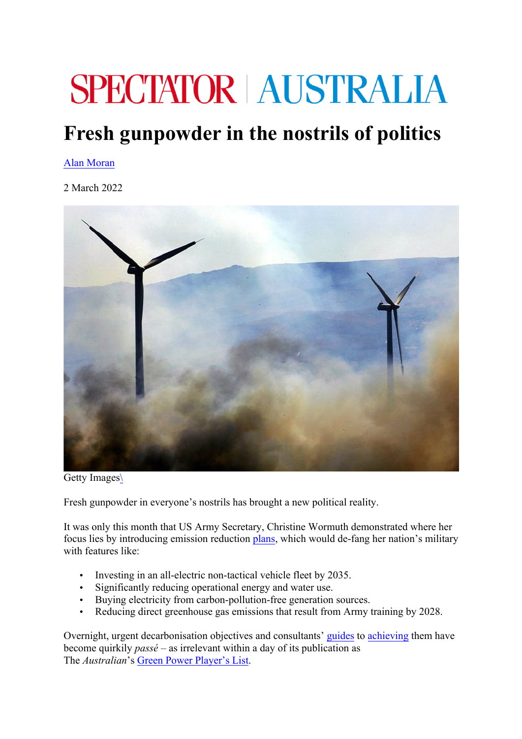SPECTATOR | AUSTRALIA

# Fresh gunpowder in the nostrils of politics

Alan Moran

2 March 2022

Getty Images\

Fresh gunpowder in everyone's nostrils has brought a new political reality.

It was only this month that US Army Secretary, Christine Wormuth demonstrated where her focus lies by introducing emission reduction plans, which would de-fang her nation's military with features like:

- Investing in an all-electric non-tactical vehicle fleet by 2035.
- Significantly reducing operational energy and water use.
- Buying electricity from carbon-pollution-free generation sources.
- Reducing direct greenhouse gas emissions that result from Army training by 2028.

Overnight, urgent decarbonisation objectives and consultants' guides to achieving them have become quirkly *passé* – as irrelevant within a day of its publication as The *Australian*'s Green Power Player's List.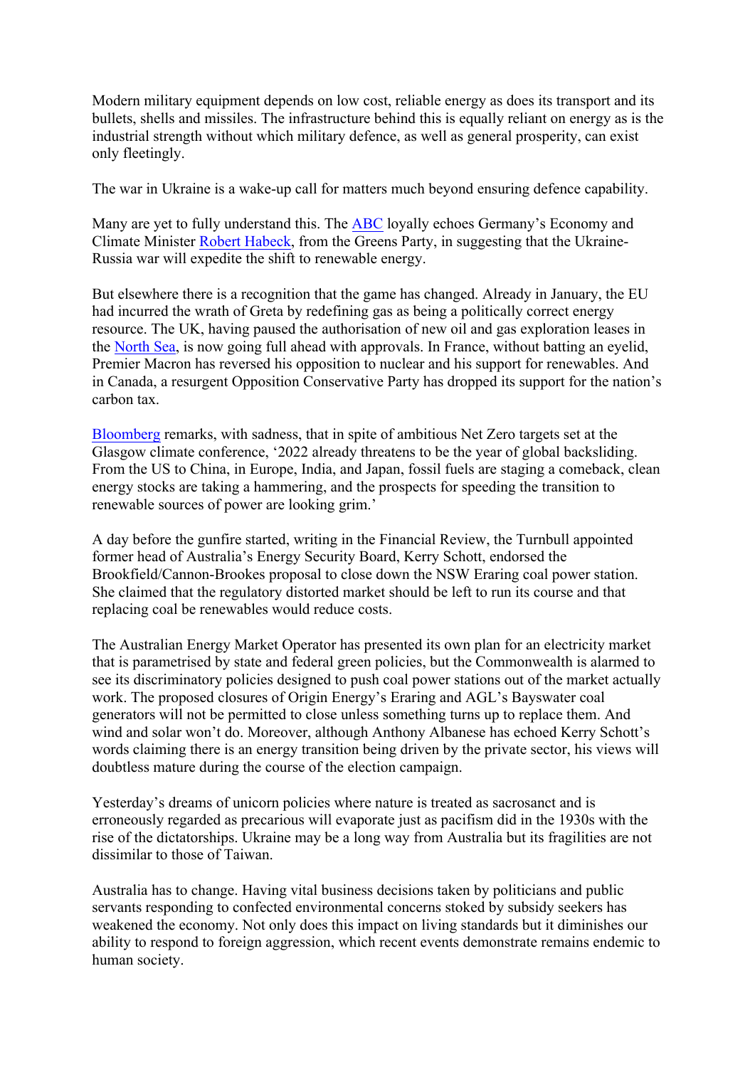Modern military equipment depends on low cost, reliable energy as does its transport and its bullets, shells and missiles. The infrastructure behind this is equally reliant on energy as is the industrial strength without which military defence, as well as general prosperity, can exist only fleetingly.

The war in Ukraine is a wake-up call for matters much beyond ensuring defence capability.

Many are yet to fully understand this. The ABC loyally echoes Germany's Economy and Climate Minister Robert Habeck, from the Greens Party, in suggesting that the Ukraine-Russia war will expedite the shift to renewable energy.

But elsewhere there is a recognition that the game has changed. Already in January, the EU had incurred the wrath of Greta by redefining gas as being a politically correct energy resource. The UK, having paused the authorisation of new oil and gas exploration leases in the North Sea, is now going full ahead with approvals. In France, without batting an eyelid, Premier Macron has reversed his opposition to nuclear and his support for renewables. And in Canada, a resurgent Opposition Conservative Party has dropped its support for the nation's carbon tax.

Bloomberg remarks, with sadness, that in spite of ambitious Net Zero targets set at the Glasgow climate conference, '2022 already threatens to be the year of global backsliding. From the US to China, in Europe, India, and Japan, fossil fuels are staging a comeback, clean energy stocks are taking a hammering, and the prospects for speeding the transition to renewable sources of power are looking grim.'

A day before the gunfire started, writing in the Financial Review, the Turnbull appointed former head of Australia's Energy Security Board, Kerry Schott, endorsed the Brookfield/Cannon-Brookes proposal to close down the NSW Eraring coal power station. She claimed that the regulatory distorted market should be left to run its course and that replacing coal be renewables would reduce costs.

The Australian Energy Market Operator has presented its own plan for an electricity market that is parametrised by state and federal green policies, but the Commonwealth is alarmed to see its discriminatory policies designed to push coal power stations out of the market actually work. The proposed closures of Origin Energy's Eraring and AGL's Bayswater coal generators will not be permitted to close unless something turns up to replace them. And wind and solar won't do. Moreover, although Anthony Albanese has echoed Kerry Schott's words claiming there is an energy transition being driven by the private sector, his views will doubtless mature during the course of the election campaign.

Yesterday's dreams of unicorn policies where nature is treated as sacrosanct and is erroneously regarded as precarious will evaporate just as pacifism did in the 1930s with the rise of the dictatorships. Ukraine may be a long way from Australia but its fragilities are not dissimilar to those of Taiwan.

Australia has to change. Having vital business decisions taken by politicians and public servants responding to confected environmental concerns stoked by subsidy seekers has weakened the economy. Not only does this impact on living standards but it diminishes our ability to respond to foreign aggression, which recent events demonstrate remains endemic to human society.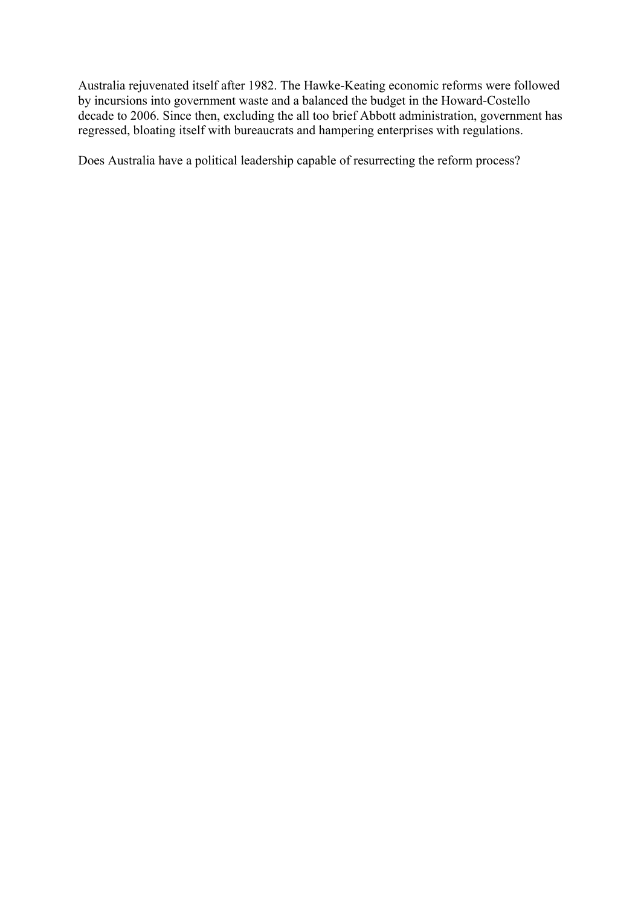Australia rejuvenated itself after 1982. The Hawke-Keating economic reforms were followed by incursions into government waste and a balanced the budget in the Howard-Costello decade to 2006. Since then, excluding the all too brief Abbott administration, government has regressed, bloating itself with bureaucrats and hampering enterprises with regulations.

Does Australia have a political leadership capable of resurrecting the reform process?